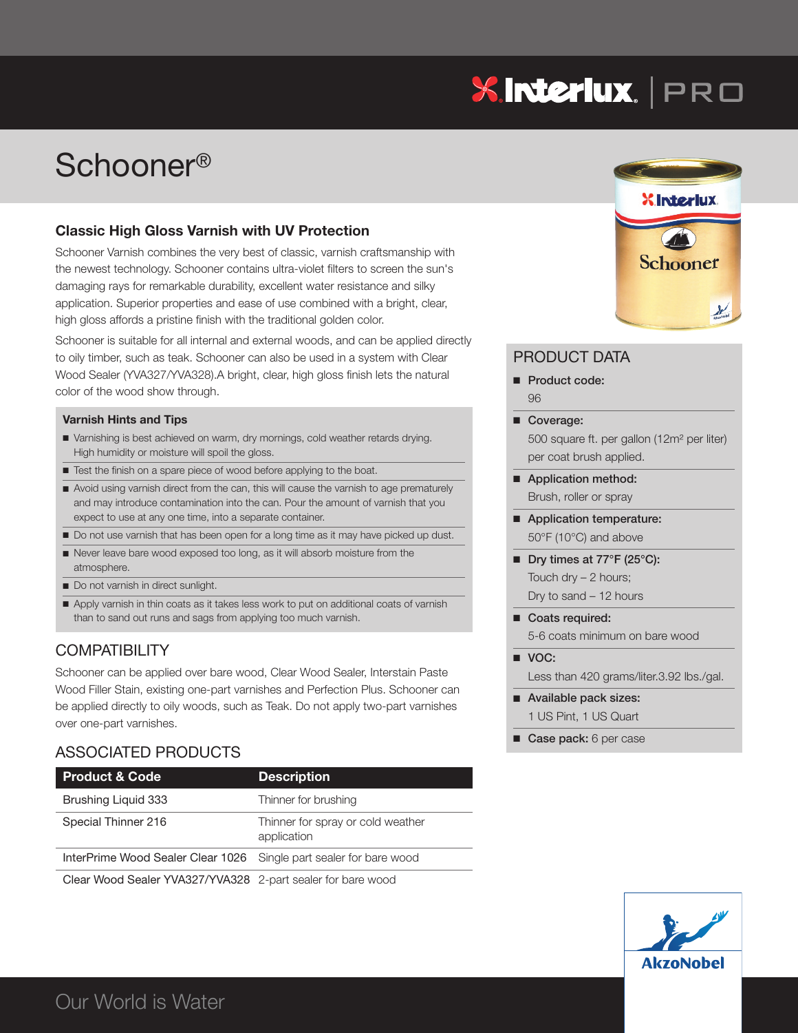# Schooner®

## Classic High Gloss Varnish with UV Protection

Schooner Varnish combines the very best of classic, varnish craftsmanship with the newest technology. Schooner contains ultra-violet filters to screen the sun's damaging rays for remarkable durability, excellent water resistance and silky application. Superior properties and ease of use combined with a bright, clear, high gloss affords a pristine finish with the traditional golden color.

Schooner is suitable for all internal and external woods, and can be applied directly to oily timber, such as teak. Schooner can also be used in a system with Clear Wood Sealer (YVA327/YVA328).A bright, clear, high gloss finish lets the natural color of the wood show through.

### Varnish Hints and Tips

- Varnishing is best achieved on warm, dry mornings, cold weather retards drying. High humidity or moisture will spoil the gloss.
- Test the finish on a spare piece of wood before applying to the boat.
- Avoid using varnish direct from the can, this will cause the varnish to age prematurely and may introduce contamination into the can. Pour the amount of varnish that you expect to use at any one time, into a separate container.
- Do not use varnish that has been open for a long time as it may have picked up dust.
- Never leave bare wood exposed too long, as it will absorb moisture from the atmosphere.
- Do not varnish in direct sunlight.
- Apply varnish in thin coats as it takes less work to put on additional coats of varnish than to sand out runs and sags from applying too much varnish.

## COMPATIBILITY

Schooner can be applied over bare wood, Clear Wood Sealer, Interstain Paste Wood Filler Stain, existing one-part varnishes and Perfection Plus. Schooner can be applied directly to oily woods, such as Teak. Do not apply two-part varnishes over one-part varnishes.

## ASSOCIATED PRODUCTS

| Product & Code | Description |
|---|---|
| Brushing Liquid 333 | Thinner for brushing |
| Special Thinner 216 | Thinner for spray or cold weather application |
| InterPrime Wood Sealer Clear 1026 | Single part sealer for bare wood |
| Clear Wood Sealer YVA327/YVA328 | 2-part sealer for bare wood |

## PRODUCT DATA

- **Product code:**
  96
- **Coverage:**
  500 square ft. per gallon (12m² per liter) per coat brush applied.
- **Application method:**
  Brush, roller or spray
- **Application temperature:**
  50°F (10°C) and above
- **Dry times at 77°F (25°C):**
  Touch dry – 2 hours;
  Dry to sand – 12 hours
- **Coats required:**
  5-6 coats minimum on bare wood
- **VOC:**
  Less than 420 grams/liter.3.92 lbs./gal.
- **Available pack sizes:**
  1 US Pint, 1 US Quart
- **Case pack:** 6 per case

Our World is Water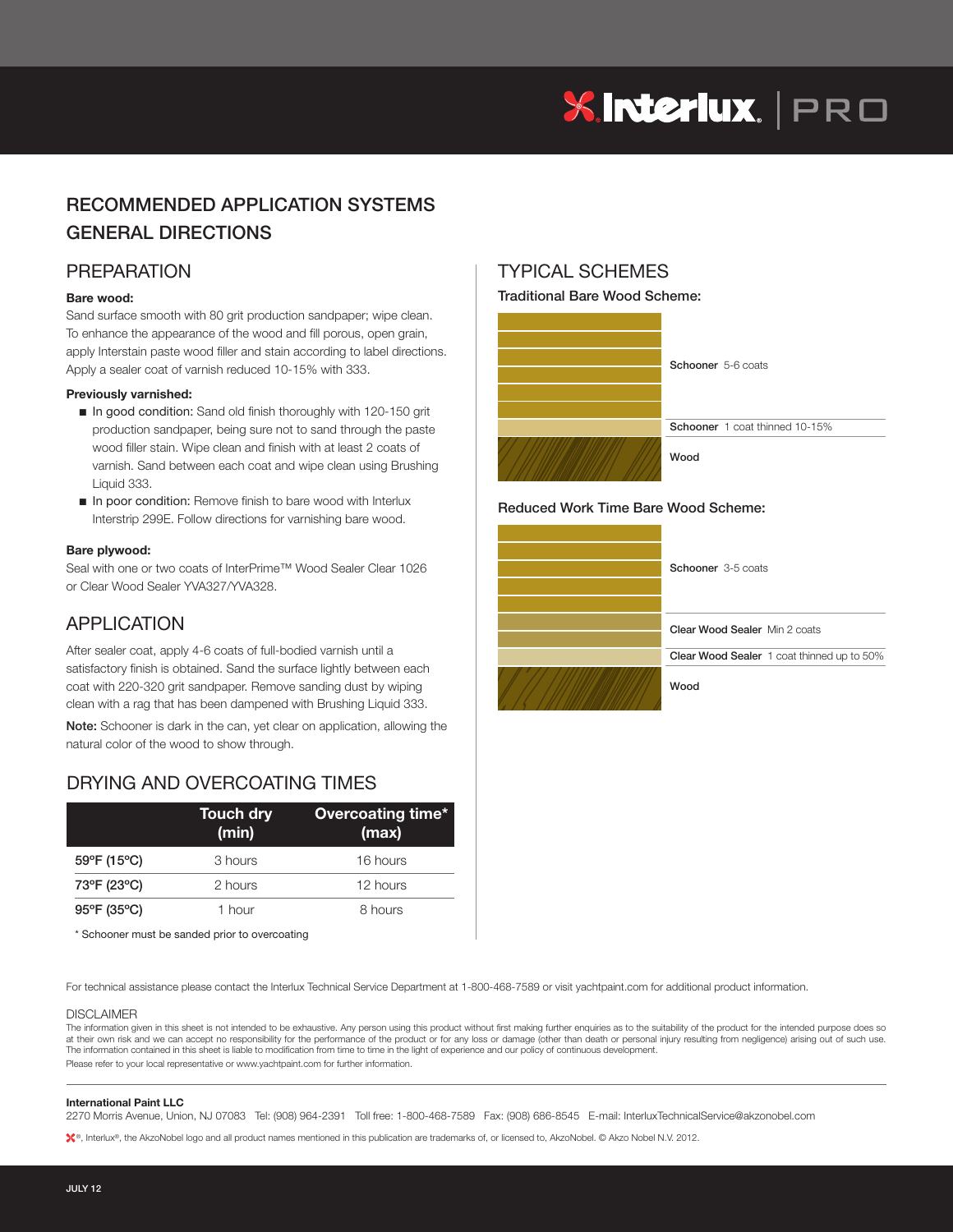# RECOMMENDED APPLICATION SYSTEMS GENERAL DIRECTIONS

## PREPARATION

**Bare wood:**

Sand surface smooth with 80 grit production sandpaper; wipe clean. To enhance the appearance of the wood and fill porous, open grain, apply Interstain paste wood filler and stain according to label directions. Apply a sealer coat of varnish reduced 10-15% with 333.

**Previously varnished:**

- In good condition: Sand old finish thoroughly with 120-150 grit production sandpaper, being sure not to sand through the paste wood filler stain. Wipe clean and finish with at least 2 coats of varnish. Sand between each coat and wipe clean using Brushing Liquid 333.
- In poor condition: Remove finish to bare wood with Interlux Interstrip 299E. Follow directions for varnishing bare wood.

**Bare plywood:**

Seal with one or two coats of InterPrime™ Wood Sealer Clear 1026 or Clear Wood Sealer YVA327/YVA328.

## APPLICATION

After sealer coat, apply 4-6 coats of full-bodied varnish until a satisfactory finish is obtained. Sand the surface lightly between each coat with 220-320 grit sandpaper. Remove sanding dust by wiping clean with a rag that has been dampened with Brushing Liquid 333.

**Note:** Schooner is dark in the can, yet clear on application, allowing the natural color of the wood to show through.

## DRYING AND OVERCOATING TIMES

| | Touch dry (min) | Overcoating time* (max) |
|---|---|---|
| 59ºF (15ºC) | 3 hours | 16 hours |
| 73ºF (23ºC) | 2 hours | 12 hours |
| 95ºF (35ºC) | 1 hour | 8 hours |

* Schooner must be sanded prior to overcoating

## TYPICAL SCHEMES

**Traditional Bare Wood Scheme:**

Schooner 5-6 coats

Schooner 1 coat thinned 10-15%

Wood

**Reduced Work Time Bare Wood Scheme:**

Schooner 3-5 coats

Clear Wood Sealer Min 2 coats

Clear Wood Sealer 1 coat thinned up to 50%

Wood

For technical assistance please contact the Interlux Technical Service Department at 1-800-468-7589 or visit yachtpaint.com for additional product information.

DISCLAIMER

The information given in this sheet is not intended to be exhaustive. Any person using this product without first making further enquiries as to the suitability of the product for the intended purpose does so at their own risk and we can accept no responsibility for the performance of the product or for any loss or damage (other than death or personal injury resulting from negligence) arising out of such use. The information contained in this sheet is liable to modification from time to time in the light of experience and our policy of continuous development.

Please refer to your local representative or www.yachtpaint.com for further information.

**International Paint LLC**

2270 Morris Avenue, Union, NJ 07083 Tel: (908) 964-2391 Toll free: 1-800-468-7589 Fax: (908) 686-8545 E-mail: InterluxTechnicalService@akzonobel.com

®, Interlux®, the AkzoNobel logo and all product names mentioned in this publication are trademarks of, or licensed to, AkzoNobel. © Akzo Nobel N.V. 2012.

JULY 12